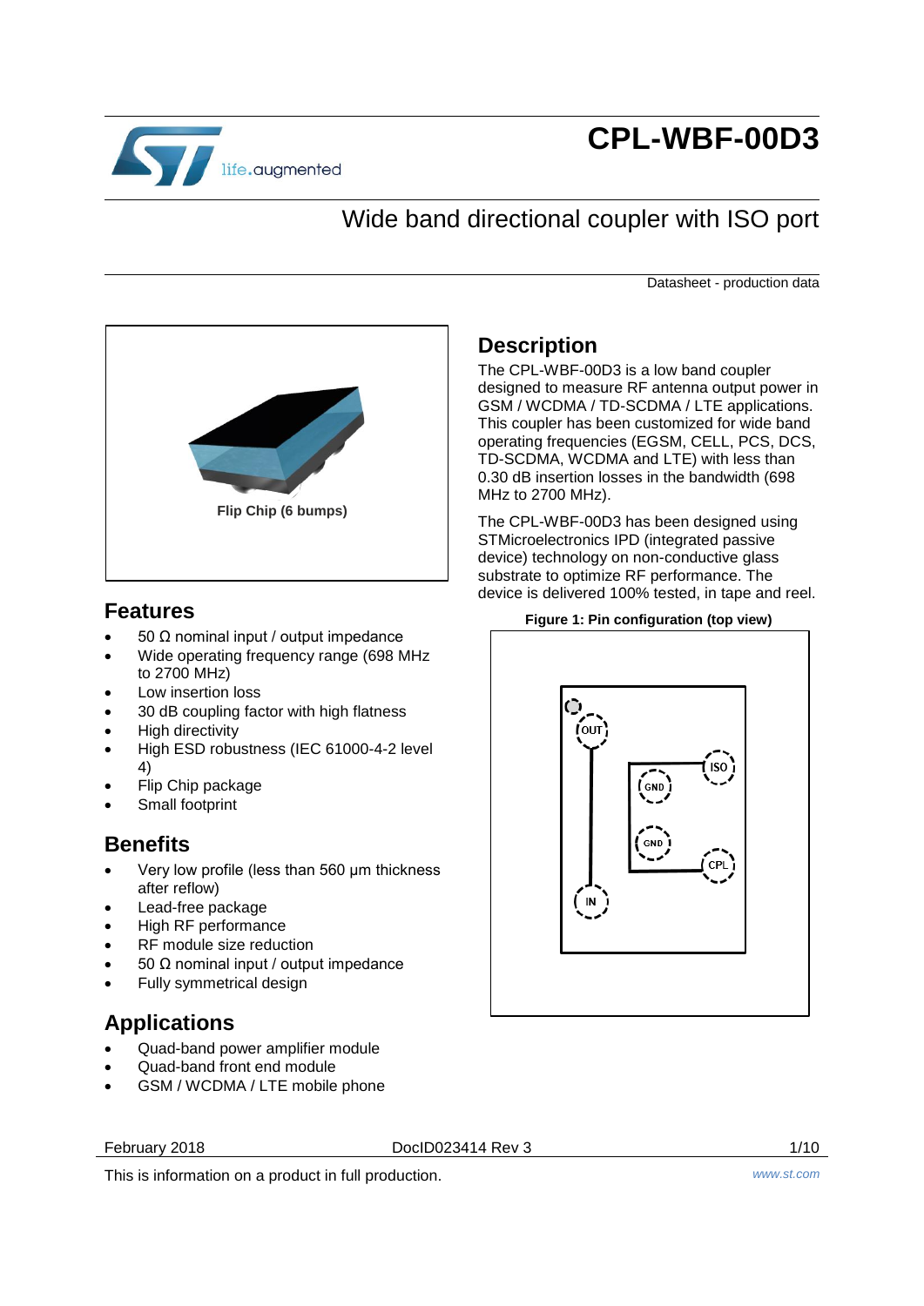# CPL-WBF-00D3

## Wide band directional coupler with ISO port

Datasheet - production data

Flip Chip (6 bumps)

## Features

- 50 Ω nominal input / output impedance
- Wide operating frequency range (698 MHz to 2700 MHz)
- Low insertion loss
- 30 dB coupling factor with high flatness
- High directivity
- High ESD robustness (IEC 61000-4-2 level 4)
- Flip Chip package
- Small footprint

## Benefits

- Very low profile (less than 560 µm thickness after reflow)
- Lead-free package
- High RF performance
- RF module size reduction
- 50 Ω nominal input / output impedance
- Fully symmetrical design

## Applications

- Quad-band power amplifier module
- Quad-band front end module
- GSM / WCDMA / LTE mobile phone

## Description

The CPL-WBF-00D3 is a low band coupler designed to measure RF antenna output power in GSM / WCDMA / TD-SCDMA / LTE applications. This coupler has been customized for wide band operating frequencies (EGSM, CELL, PCS, DCS, TD-SCDMA, WCDMA and LTE) with less than 0.30 dB insertion losses in the bandwidth (698 MHz to 2700 MHz).

The CPL-WBF-00D3 has been designed using STMicroelectronics IPD (integrated passive device) technology on non-conductive glass substrate to optimize RF performance. The device is delivered 100% tested, in tape and reel.

**Figure 1: Pin configuration (top view)**

February 2018 DocID023414 Rev 3

This is information on a product in full production.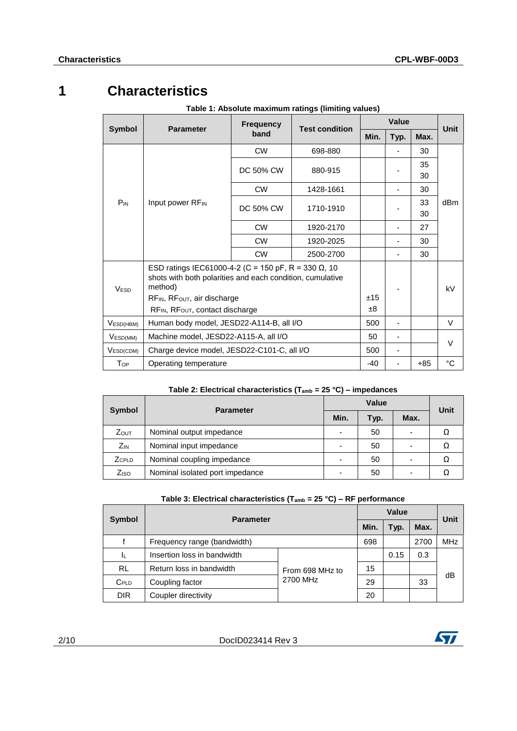# 1 Characteristics

**Table 1: Absolute maximum ratings (limiting values)**

| Symbol | Parameter | Frequency band | Test condition | Value Min. | Value Typ. | Value Max. | Unit |
|---|---|---|---|---|---|---|---|
| $P_{IN}$ | Input power $RF_{IN}$ | CW | 698-880 | | - | 30 | dBm |
| | | DC 50% CW | 880-915 | | - | 35<br>30 | |
| | | CW | 1428-1661 | | - | 30 | |
| | | DC 50% CW | 1710-1910 | | - | 33<br>30 | |
| | | CW | 1920-2170 | | - | 27 | |
| | | CW | 1920-2025 | | - | 30 | |
| | | CW | 2500-2700 | | - | 30 | |
| $V_{ESD}$ | ESD ratings IEC61000-4-2 (C = 150 pF, R = 330 Ω, 10 shots with both polarities and each condition, cumulative method)<br>$RF_{IN}$, $RF_{OUT}$, air discharge<br>$RF_{IN}$, $RF_{OUT}$, contact discharge | | | ±15<br>±8 | - | | kV |
| $V_{ESD(HBM)}$ | Human body model, JESD22-A114-B, all I/O | | | 500 | - | | V |
| $V_{ESD(MM)}$ | Machine model, JESD22-A115-A, all I/O | | | 50 | - | | V |
| $V_{ESD(CDM)}$ | Charge device model, JESD22-C101-C, all I/O | | | 500 | - | | V |
| $T_{OP}$ | Operating temperature | | | -40 | - | +85 | °C |

**Table 2: Electrical characteristics ($T_{amb}$ = 25 °C) – impedances**

| Symbol | Parameter | Value Min. | Value Typ. | Value Max. | Unit |
|---|---|---|---|---|---|
| $Z_{OUT}$ | Nominal output impedance | - | 50 | - | Ω |
| $Z_{IN}$ | Nominal input impedance | - | 50 | - | Ω |
| $Z_{CPLD}$ | Nominal coupling impedance | - | 50 | - | Ω |
| $Z_{ISO}$ | Nominal isolated port impedance | - | 50 | - | Ω |

**Table 3: Electrical characteristics ($T_{amb}$ = 25 °C) – RF performance**

| Symbol | Parameter | | Value Min. | Value Typ. | Value Max. | Unit |
|---|---|---|---|---|---|---|
| f | Frequency range (bandwidth) | | 698 | | 2700 | MHz |
| $I_L$ | Insertion loss in bandwidth | From 698 MHz to 2700 MHz | | 0.15 | 0.3 | dB |
| RL | Return loss in bandwidth | | 15 | | | |
| $C_{PLD}$ | Coupling factor | | 29 | | 33 | |
| DIR | Coupler directivity | | 20 | | | |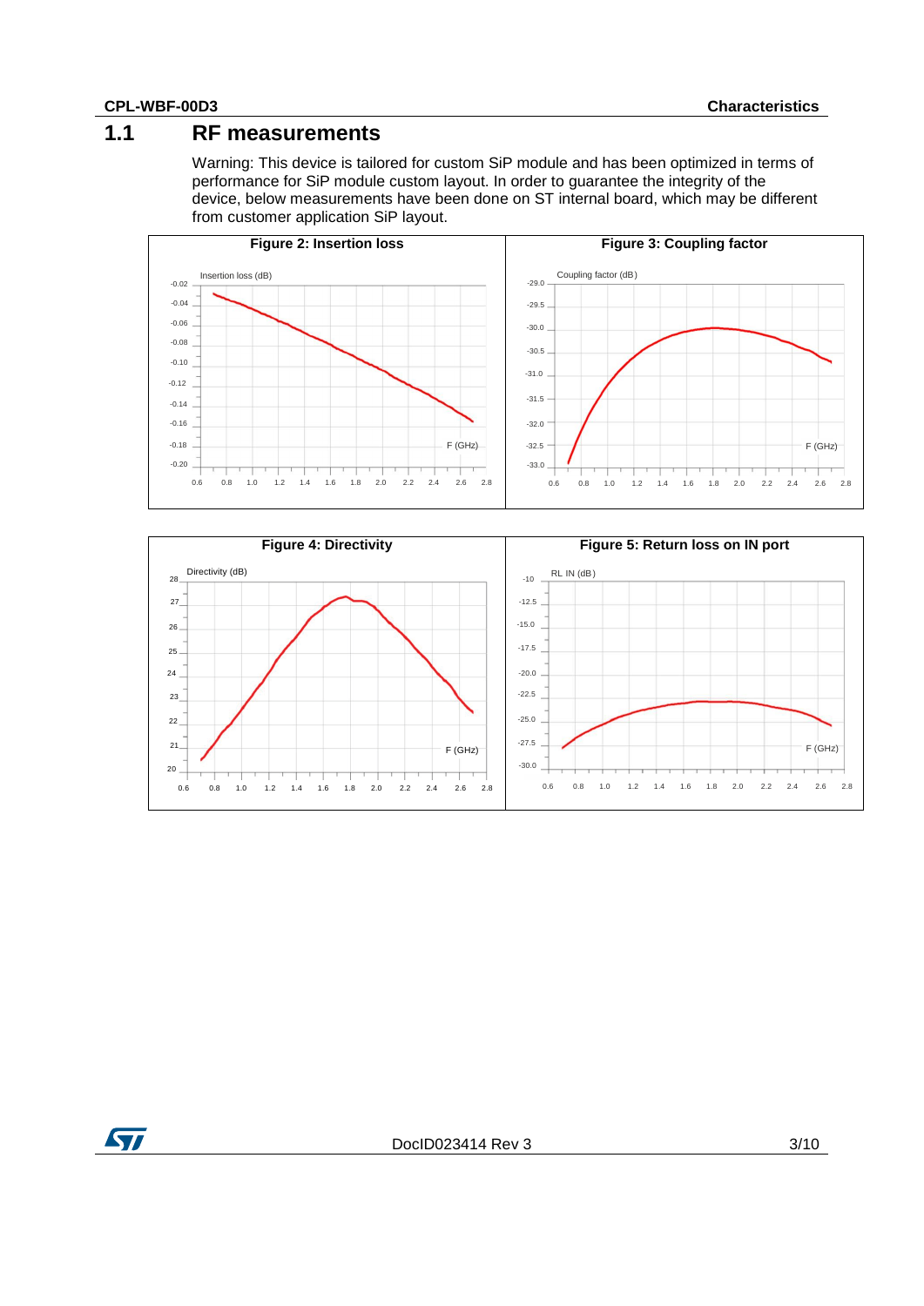## 1.1 RF measurements

Warning: This device is tailored for custom SiP module and has been optimized in terms of performance for SiP module custom layout. In order to guarantee the integrity of the device, below measurements have been done on ST internal board, which may be different from customer application SiP layout.

**Figure 2: Insertion loss**

**Figure 3: Coupling factor**

**Figure 4: Directivity**

**Figure 5: Return loss on IN port**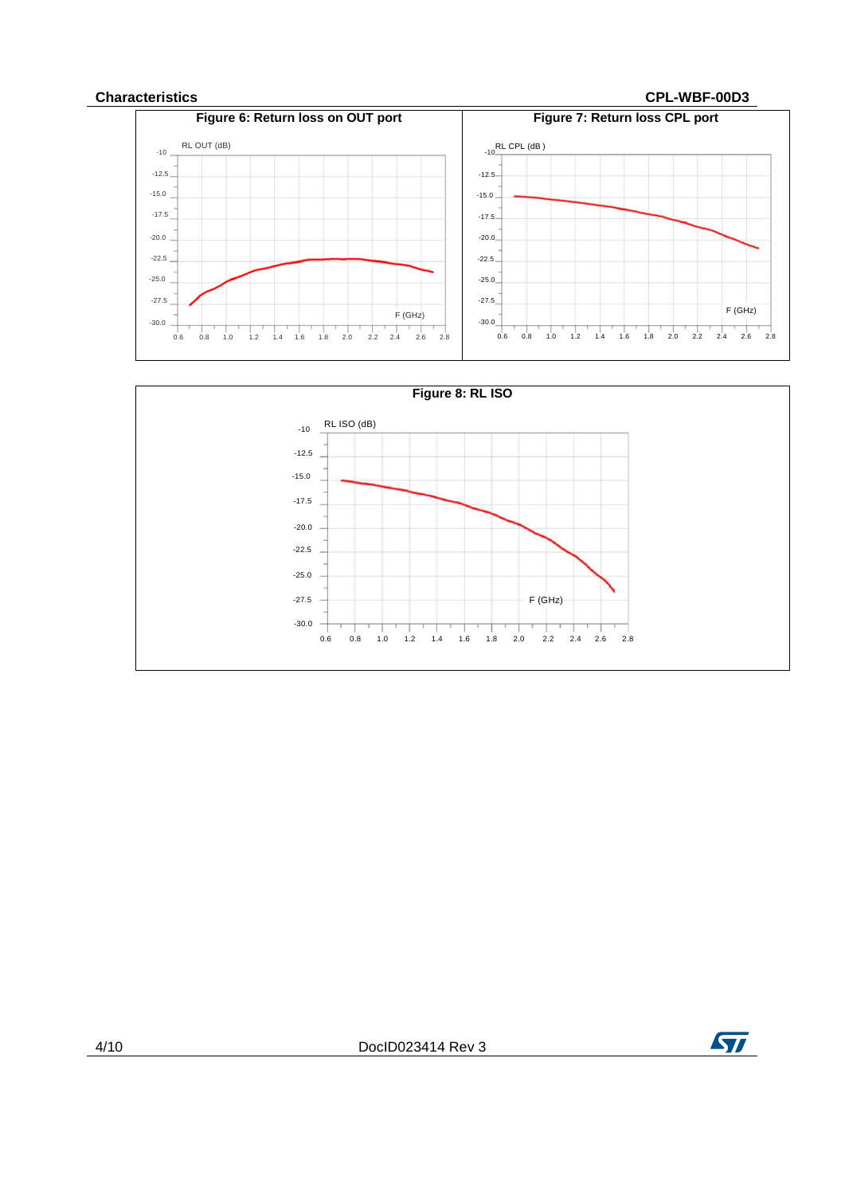**Figure 6: Return loss on OUT port**

**Figure 7: Return loss CPL port**

**Figure 8: RL ISO**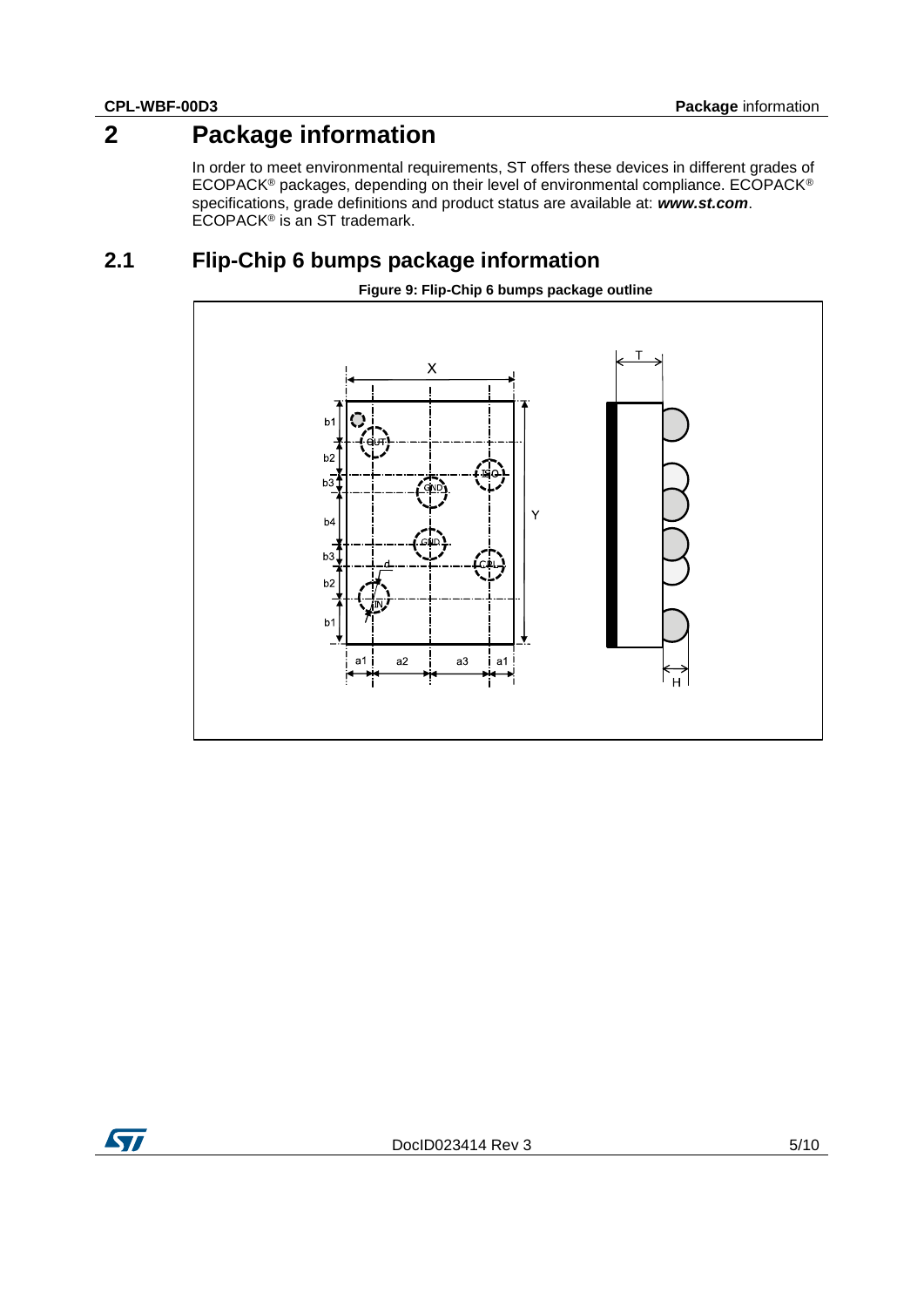# 2 Package information

In order to meet environmental requirements, ST offers these devices in different grades of ECOPACK® packages, depending on their level of environmental compliance. ECOPACK® specifications, grade definitions and product status are available at: ***www.st.com***. ECOPACK® is an ST trademark.

## 2.1 Flip-Chip 6 bumps package information

**Figure 9: Flip-Chip 6 bumps package outline**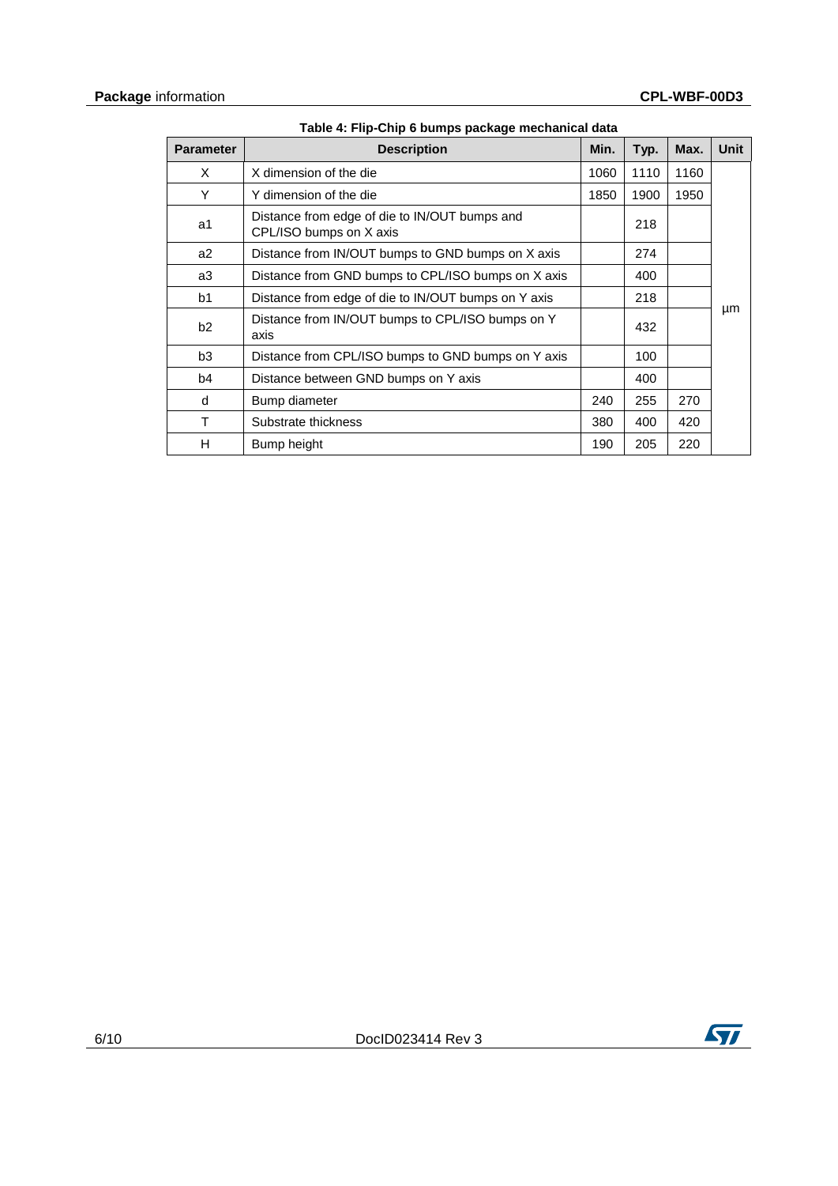Table 4: Flip-Chip 6 bumps package mechanical data

| Parameter | Description | Min. | Typ. | Max. | Unit |
|---|---|---|---|---|---|
| X | X dimension of the die | 1060 | 1110 | 1160 | µm |
| Y | Y dimension of the die | 1850 | 1900 | 1950 | |
| a1 | Distance from edge of die to IN/OUT bumps and CPL/ISO bumps on X axis | | 218 | | |
| a2 | Distance from IN/OUT bumps to GND bumps on X axis | | 274 | | |
| a3 | Distance from GND bumps to CPL/ISO bumps on X axis | | 400 | | |
| b1 | Distance from edge of die to IN/OUT bumps on Y axis | | 218 | | |
| b2 | Distance from IN/OUT bumps to CPL/ISO bumps on Y axis | | 432 | | |
| b3 | Distance from CPL/ISO bumps to GND bumps on Y axis | | 100 | | |
| b4 | Distance between GND bumps on Y axis | | 400 | | |
| d | Bump diameter | 240 | 255 | 270 | |
| T | Substrate thickness | 380 | 400 | 420 | |
| H | Bump height | 190 | 205 | 220 | |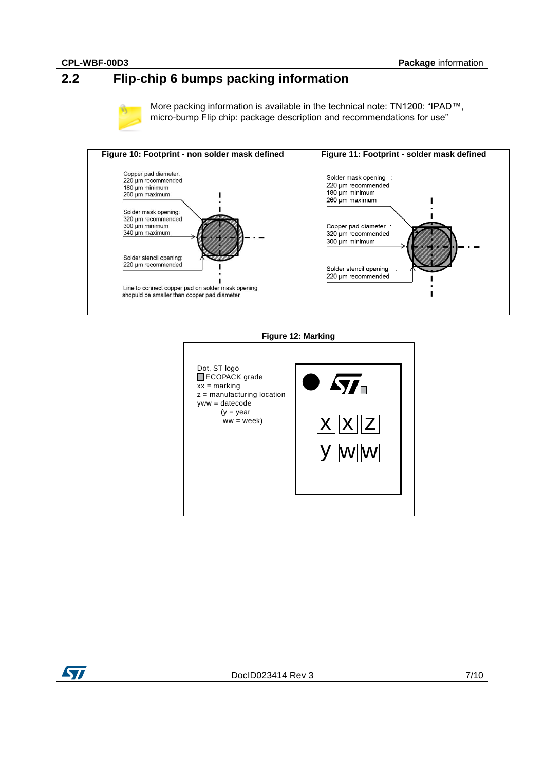## 2.2 Flip-chip 6 bumps packing information

More packing information is available in the technical note: TN1200: "IPAD™, micro-bump Flip chip: package description and recommendations for use"

**Figure 10: Footprint - non solder mask defined**

Copper pad diameter:
220 µm recommended
180 µm minimum
260 µm maximum

Solder mask opening:
320 µm recommended
300 µm minimum
340 µm maximum

Solder stencil opening:
220 µm recommended

Line to connect copper pad on solder mask opening shopuld be smaller than copper pad diameter

**Figure 11: Footprint - solder mask defined**

Solder mask opening :
220 µm recommended
180 µm minimum
260 µm maximum

Copper pad diameter :
320 µm recommended
300 µm minimum

Solder stencil opening :
220 µm recommended

**Figure 12: Marking**

Dot, ST logo
ECOPACK grade
xx = marking
z = manufacturing location
yww = datecode
(y = year
ww = week)

X X Z
y w w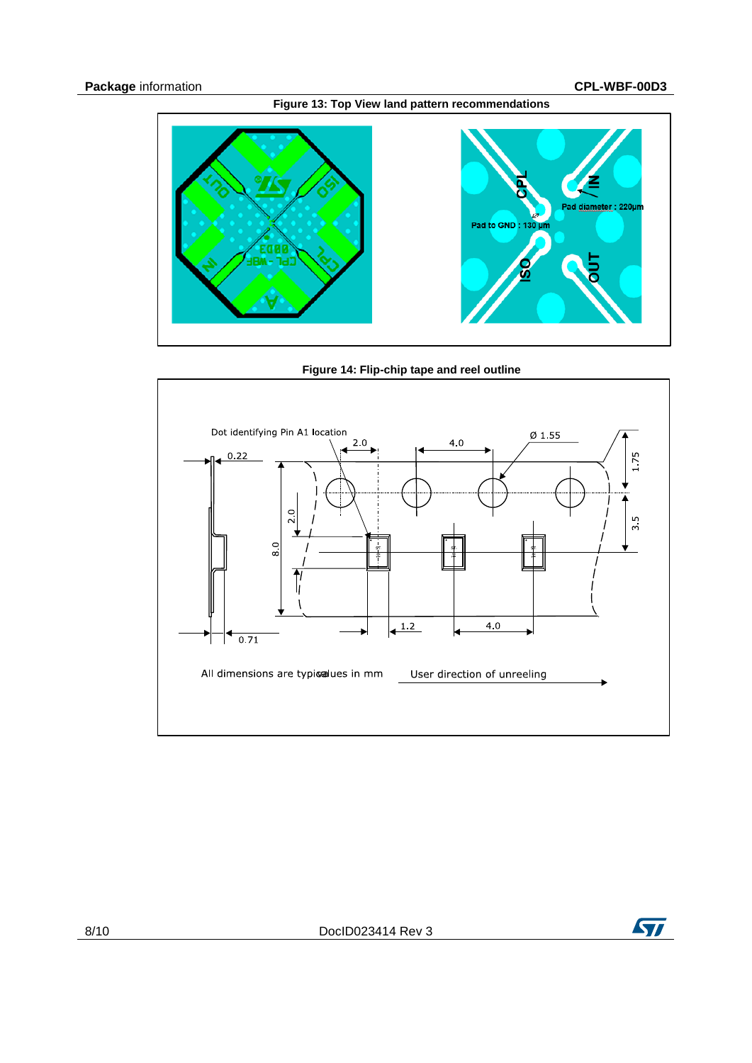**Figure 13: Top View land pattern recommendations**

**Figure 14: Flip-chip tape and reel outline**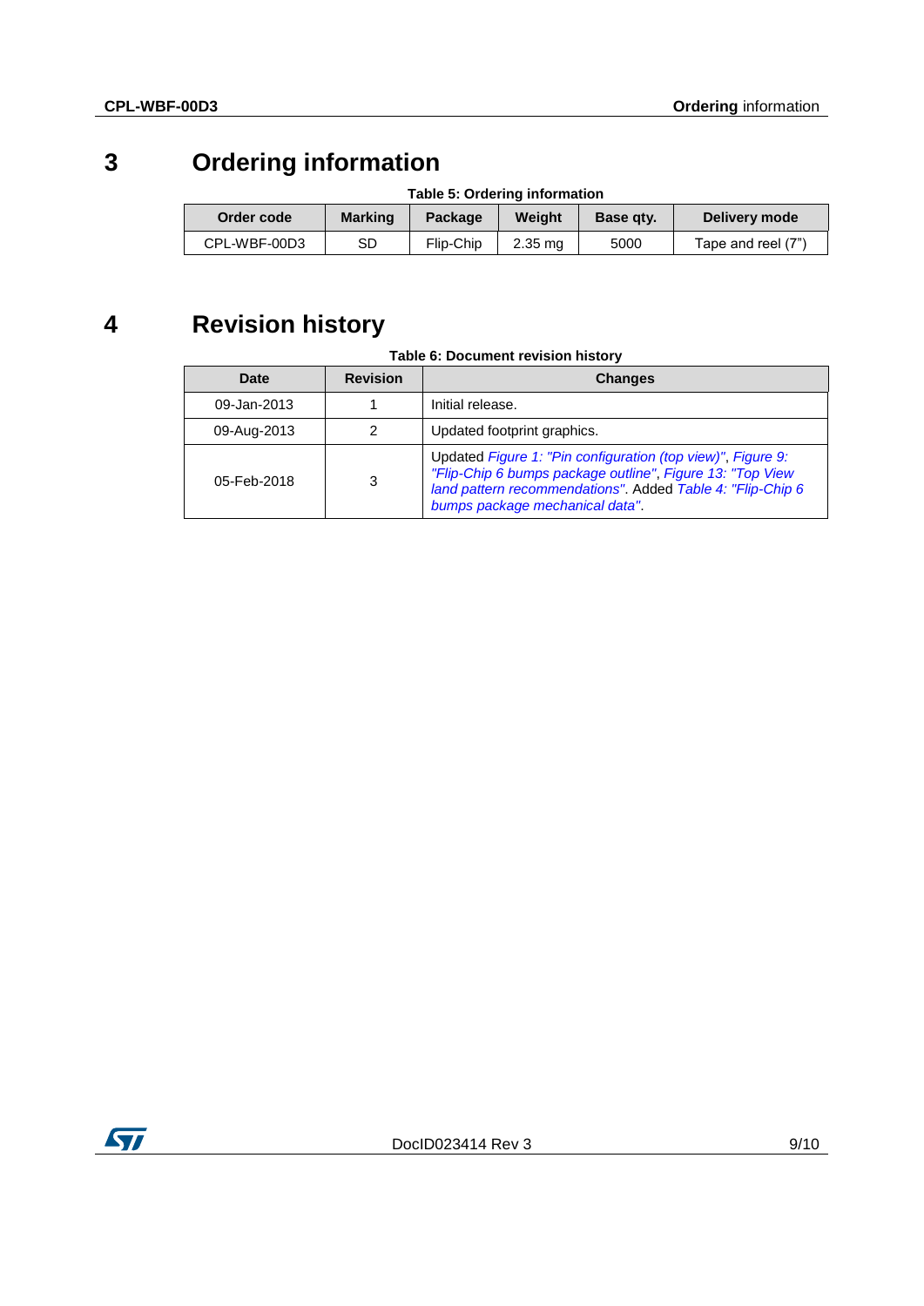# 3 Ordering information

**Table 5: Ordering information**

| Order code | Marking | Package | Weight | Base qty. | Delivery mode |
|---|---|---|---|---|---|
| CPL-WBF-00D3 | SD | Flip-Chip | 2.35 mg | 5000 | Tape and reel (7") |

# 4 Revision history

**Table 6: Document revision history**

| Date | Revision | Changes |
|---|---|---|
| 09-Jan-2013 | 1 | Initial release. |
| 09-Aug-2013 | 2 | Updated footprint graphics. |
| 05-Feb-2018 | 3 | Updated *Figure 1: "Pin configuration (top view)"*, *Figure 9: "Flip-Chip 6 bumps package outline"*, *Figure 13: "Top View land pattern recommendations"*. Added *Table 4: "Flip-Chip 6 bumps package mechanical data"*. |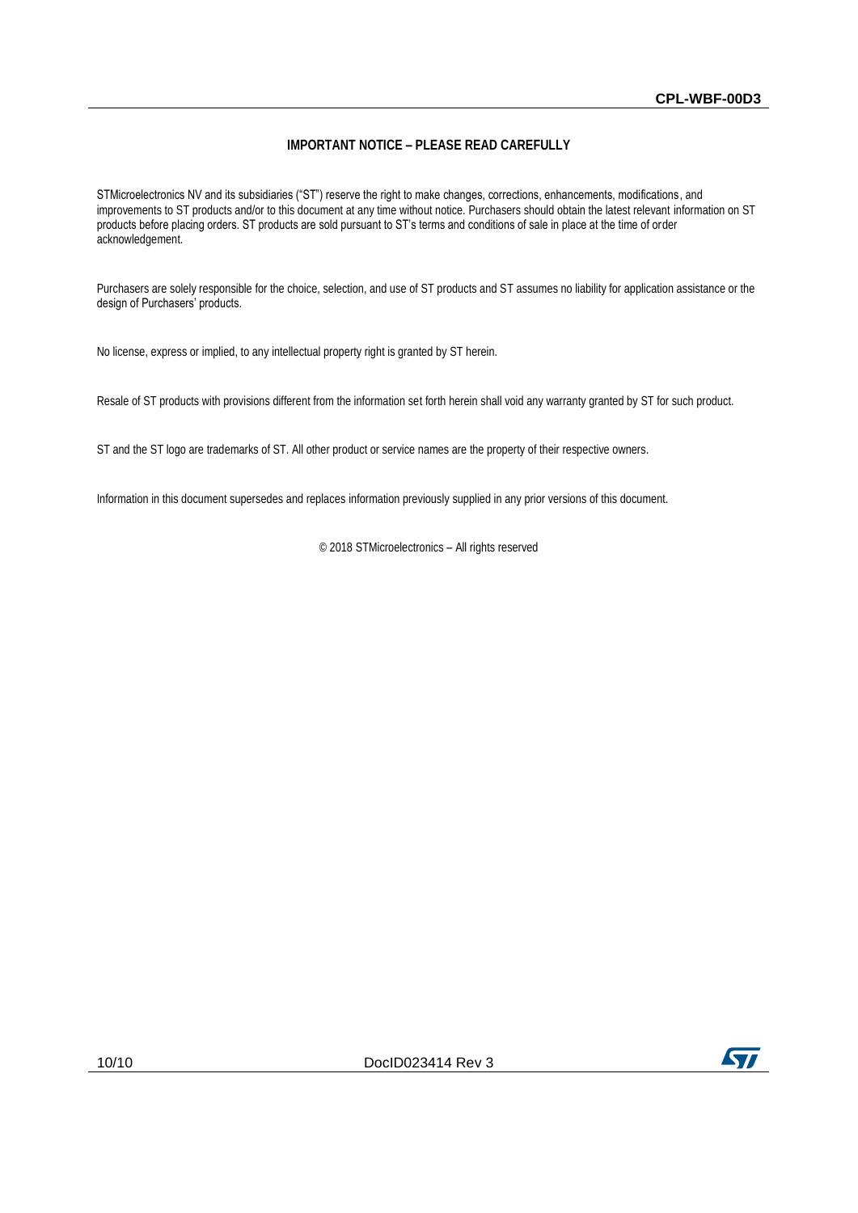**IMPORTANT NOTICE – PLEASE READ CAREFULLY**

STMicroelectronics NV and its subsidiaries (“ST”) reserve the right to make changes, corrections, enhancements, modifications, and improvements to ST products and/or to this document at any time without notice. Purchasers should obtain the latest relevant information on ST products before placing orders. ST products are sold pursuant to ST’s terms and conditions of sale in place at the time of order acknowledgement.

Purchasers are solely responsible for the choice, selection, and use of ST products and ST assumes no liability for application assistance or the design of Purchasers’ products.

No license, express or implied, to any intellectual property right is granted by ST herein.

Resale of ST products with provisions different from the information set forth herein shall void any warranty granted by ST for such product.

ST and the ST logo are trademarks of ST. All other product or service names are the property of their respective owners.

Information in this document supersedes and replaces information previously supplied in any prior versions of this document.

© 2018 STMicroelectronics – All rights reserved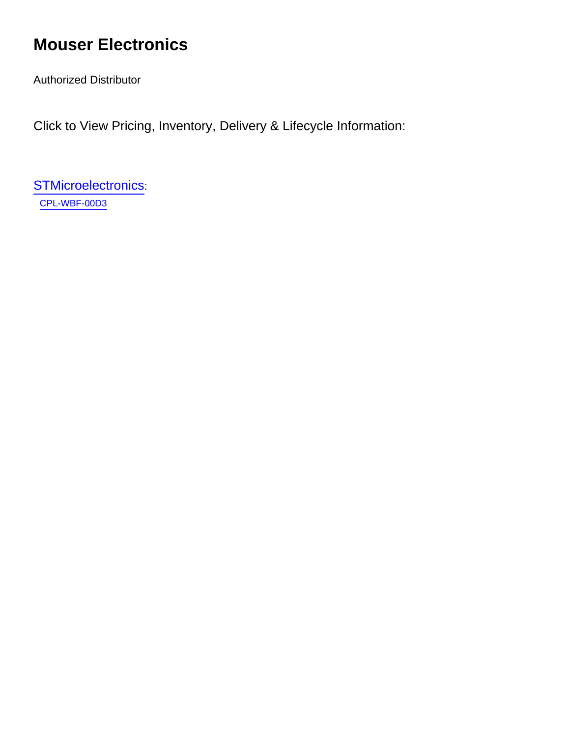# Mouser Electronics

Authorized Distributor

Click to View Pricing, Inventory, Delivery & Lifecycle Information:

STMicroelectronics:

CPL-WBF-00D3